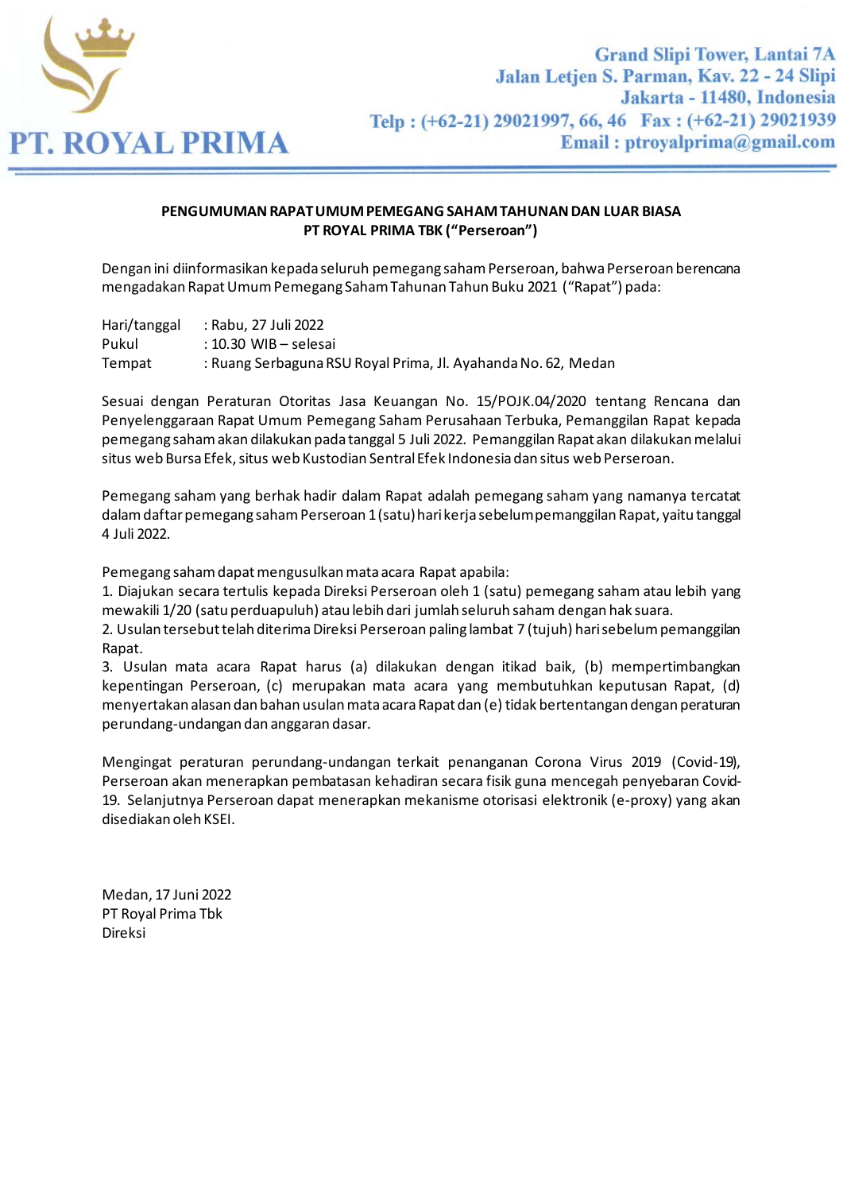**PT. ROYAL PRIMA**

Grand Slipi Tower, Lantai 7A
Jalan Letjen S. Parman, Kav. 22 - 24 Slipi
Jakarta - 11480, Indonesia
Telp : (+62-21) 29021997, 66, 46 Fax : (+62-21) 29021939
Email : ptroyalprima@gmail.com

## PENGUMUMAN RAPAT UMUM PEMEGANG SAHAM TAHUNAN DAN LUAR BIASA PT ROYAL PRIMA TBK ("Perseroan")

Dengan ini diinformasikan kepada seluruh pemegang saham Perseroan, bahwa Perseroan berencana mengadakan Rapat Umum Pemegang Saham Tahunan Tahun Buku 2021 ("Rapat") pada:

Hari/tanggal : Rabu, 27 Juli 2022
Pukul : 10.30 WIB – selesai
Tempat : Ruang Serbaguna RSU Royal Prima, Jl. Ayahanda No. 62, Medan

Sesuai dengan Peraturan Otoritas Jasa Keuangan No. 15/POJK.04/2020 tentang Rencana dan Penyelenggaraan Rapat Umum Pemegang Saham Perusahaan Terbuka, Pemanggilan Rapat kepada pemegang saham akan dilakukan pada tanggal 5 Juli 2022. Pemanggilan Rapat akan dilakukan melalui situs web Bursa Efek, situs web Kustodian Sentral Efek Indonesia dan situs web Perseroan.

Pemegang saham yang berhak hadir dalam Rapat adalah pemegang saham yang namanya tercatat dalam daftar pemegang saham Perseroan 1 (satu) hari kerja sebelum pemanggilan Rapat, yaitu tanggal 4 Juli 2022.

Pemegang saham dapat mengusulkan mata acara Rapat apabila:
1. Diajukan secara tertulis kepada Direksi Perseroan oleh 1 (satu) pemegang saham atau lebih yang mewakili 1/20 (satu perduapuluh) atau lebih dari jumlah seluruh saham dengan hak suara.
2. Usulan tersebut telah diterima Direksi Perseroan paling lambat 7 (tujuh) hari sebelum pemanggilan Rapat.
3. Usulan mata acara Rapat harus (a) dilakukan dengan itikad baik, (b) mempertimbangkan kepentingan Perseroan, (c) merupakan mata acara yang membutuhkan keputusan Rapat, (d) menyertakan alasan dan bahan usulan mata acara Rapat dan (e) tidak bertentangan dengan peraturan perundang-undangan dan anggaran dasar.

Mengingat peraturan perundang-undangan terkait penanganan Corona Virus 2019 (Covid-19), Perseroan akan menerapkan pembatasan kehadiran secara fisik guna mencegah penyebaran Covid-19. Selanjutnya Perseroan dapat menerapkan mekanisme otorisasi elektronik (e-proxy) yang akan disediakan oleh KSEI.

Medan, 17 Juni 2022
PT Royal Prima Tbk
Direksi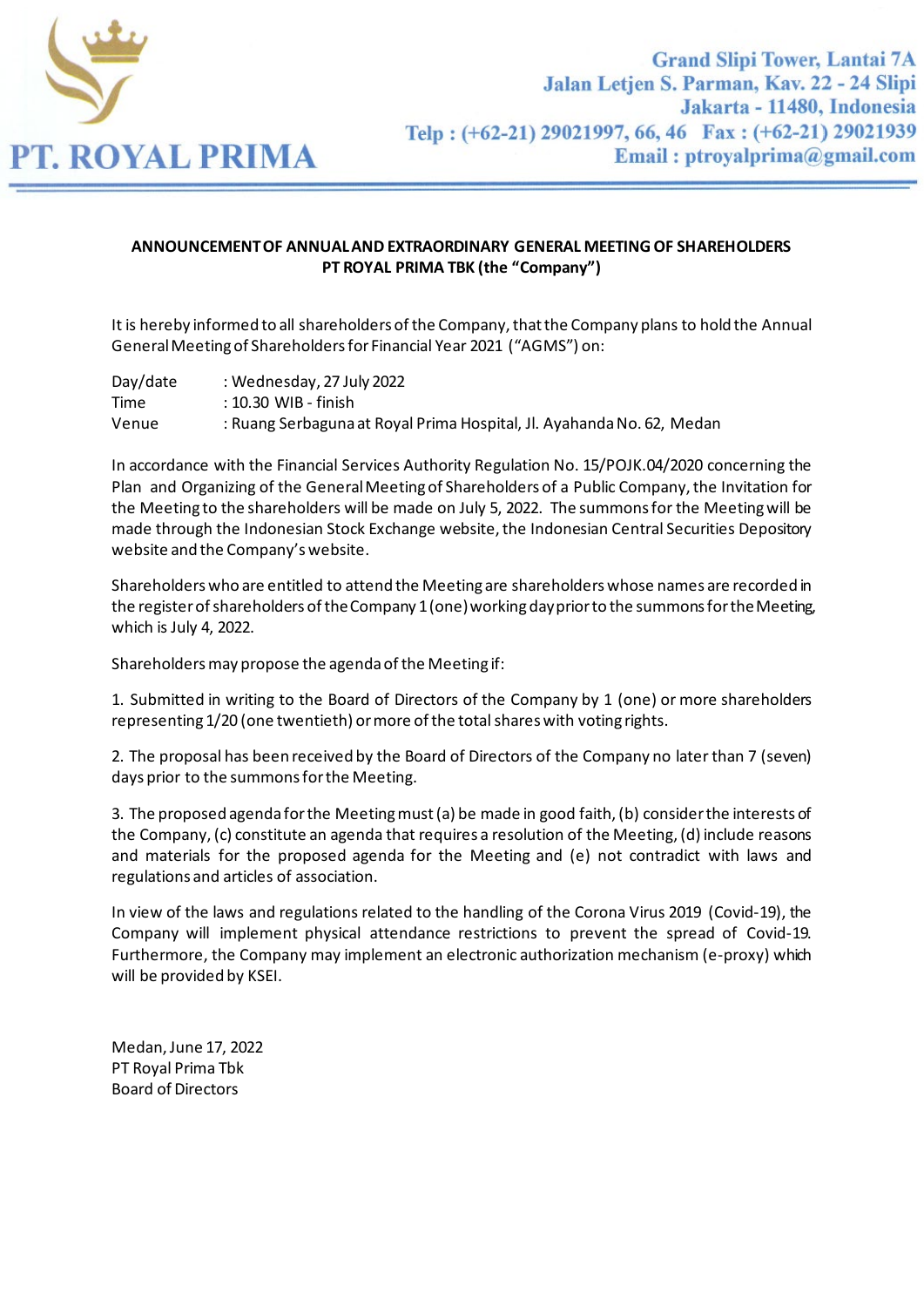**PT. ROYAL PRIMA**

Grand Slipi Tower, Lantai 7A
Jalan Letjen S. Parman, Kav. 22 - 24 Slipi
Jakarta - 11480, Indonesia
Telp : (+62-21) 29021997, 66, 46 Fax : (+62-21) 29021939
Email : ptroyalprima@gmail.com

**ANNOUNCEMENT OF ANNUAL AND EXTRAORDINARY GENERAL MEETING OF SHAREHOLDERS**
**PT ROYAL PRIMA TBK (the "Company")**

It is hereby informed to all shareholders of the Company, that the Company plans to hold the Annual General Meeting of Shareholders for Financial Year 2021 ("AGMS") on:

| | |
|---|---|
| Day/date | : Wednesday, 27 July 2022 |
| Time | : 10.30 WIB - finish |
| Venue | : Ruang Serbaguna at Royal Prima Hospital, Jl. Ayahanda No. 62, Medan |

In accordance with the Financial Services Authority Regulation No. 15/POJK.04/2020 concerning the Plan and Organizing of the General Meeting of Shareholders of a Public Company, the Invitation for the Meeting to the shareholders will be made on July 5, 2022. The summons for the Meeting will be made through the Indonesian Stock Exchange website, the Indonesian Central Securities Depository website and the Company's website.

Shareholders who are entitled to attend the Meeting are shareholders whose names are recorded in the register of shareholders of the Company 1 (one) working day prior to the summons for the Meeting, which is July 4, 2022.

Shareholders may propose the agenda of the Meeting if:

1. Submitted in writing to the Board of Directors of the Company by 1 (one) or more shareholders representing 1/20 (one twentieth) or more of the total shares with voting rights.

2. The proposal has been received by the Board of Directors of the Company no later than 7 (seven) days prior to the summons for the Meeting.

3. The proposed agenda for the Meeting must (a) be made in good faith, (b) consider the interests of the Company, (c) constitute an agenda that requires a resolution of the Meeting, (d) include reasons and materials for the proposed agenda for the Meeting and (e) not contradict with laws and regulations and articles of association.

In view of the laws and regulations related to the handling of the Corona Virus 2019 (Covid-19), the Company will implement physical attendance restrictions to prevent the spread of Covid-19. Furthermore, the Company may implement an electronic authorization mechanism (e-proxy) which will be provided by KSEI.

Medan, June 17, 2022
PT Royal Prima Tbk
Board of Directors